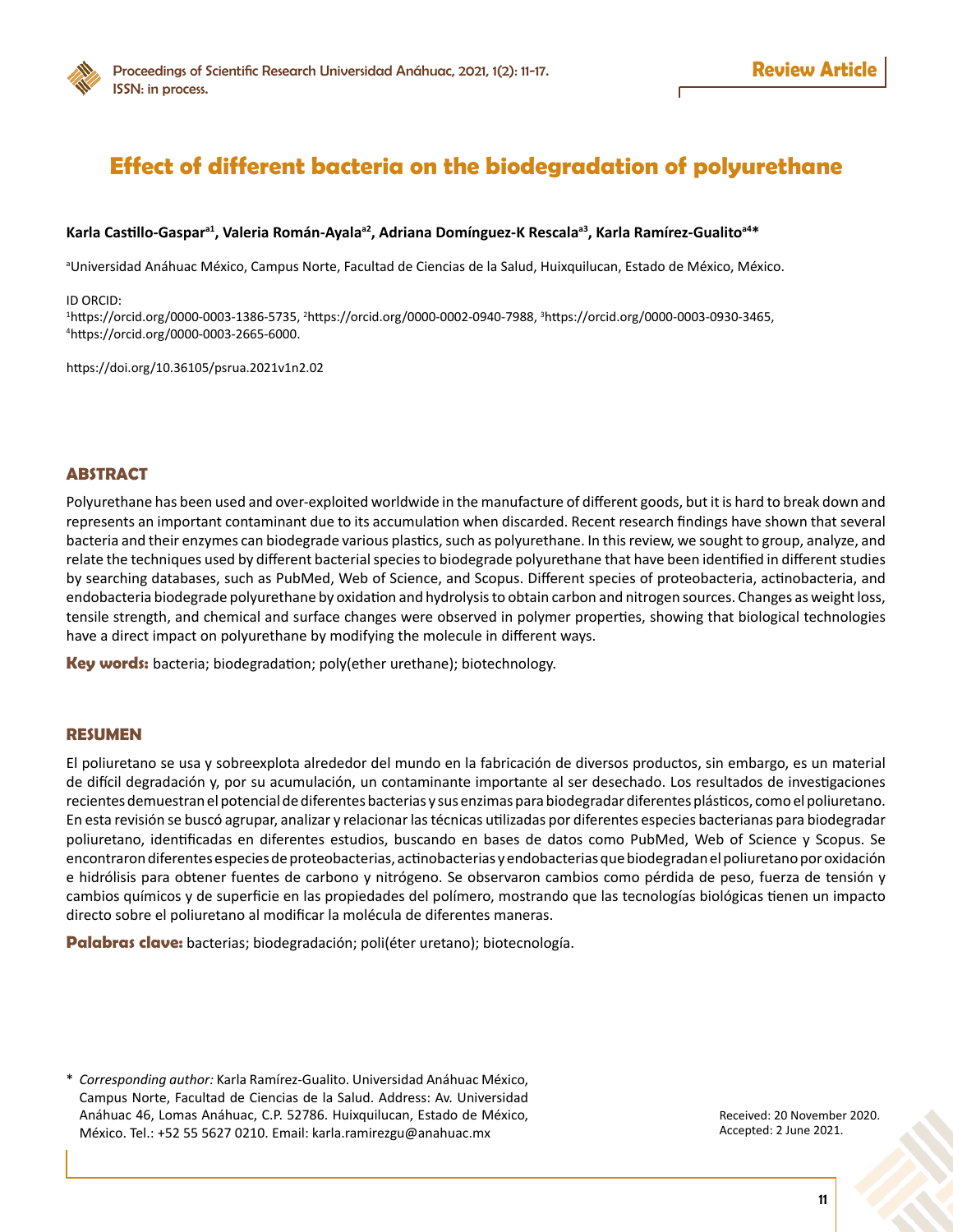Review Article

# Effect of different bacteria on the biodegradation of polyurethane

**Karla Castillo-Gaspar[a1], Valeria Román-Ayala[a2], Adriana Domínguez-K Rescala[a3], Karla Ramírez-Gualito[a4]***

[a]Universidad Anáhuac México, Campus Norte, Facultad de Ciencias de la Salud, Huixquilucan, Estado de México, México.

ID ORCID:
[1]https://orcid.org/0000-0003-1386-5735, [2]https://orcid.org/0000-0002-0940-7988, [3]https://orcid.org/0000-0003-0930-3465, [4]https://orcid.org/0000-0003-2665-6000.

https://doi.org/10.36105/psrua.2021v1n2.02

## ABSTRACT

Polyurethane has been used and over-exploited worldwide in the manufacture of different goods, but it is hard to break down and represents an important contaminant due to its accumulation when discarded. Recent research findings have shown that several bacteria and their enzymes can biodegrade various plastics, such as polyurethane. In this review, we sought to group, analyze, and relate the techniques used by different bacterial species to biodegrade polyurethane that have been identified in different studies by searching databases, such as PubMed, Web of Science, and Scopus. Different species of proteobacteria, actinobacteria, and endobacteria biodegrade polyurethane by oxidation and hydrolysis to obtain carbon and nitrogen sources. Changes as weight loss, tensile strength, and chemical and surface changes were observed in polymer properties, showing that biological technologies have a direct impact on polyurethane by modifying the molecule in different ways.

**Key words:** bacteria; biodegradation; poly(ether urethane); biotechnology.

## RESUMEN

El poliuretano se usa y sobreexplota alrededor del mundo en la fabricación de diversos productos, sin embargo, es un material de difícil degradación y, por su acumulación, un contaminante importante al ser desechado. Los resultados de investigaciones recientes demuestran el potencial de diferentes bacterias y sus enzimas para biodegradar diferentes plásticos, como el poliuretano. En esta revisión se buscó agrupar, analizar y relacionar las técnicas utilizadas por diferentes especies bacterianas para biodegradar poliuretano, identificadas en diferentes estudios, buscando en bases de datos como PubMed, Web of Science y Scopus. Se encontraron diferentes especies de proteobacterias, actinobacterias y endobacterias que biodegradan el poliuretano por oxidación e hidrólisis para obtener fuentes de carbono y nitrógeno. Se observaron cambios como pérdida de peso, fuerza de tensión y cambios químicos y de superficie en las propiedades del polímero, mostrando que las tecnologías biológicas tienen un impacto directo sobre el poliuretano al modificar la molécula de diferentes maneras.

**Palabras clave:** bacterias; biodegradación; poli(éter uretano); biotecnología.

\* *Corresponding author:* Karla Ramírez-Gualito. Universidad Anáhuac México, Campus Norte, Facultad de Ciencias de la Salud. Address: Av. Universidad Anáhuac 46, Lomas Anáhuac, C.P. 52786. Huixquilucan, Estado de México, México. Tel.: +52 55 5627 0210. Email: karla.ramirezgu@anahuac.mx

Received: 20 November 2020.
Accepted: 2 June 2021.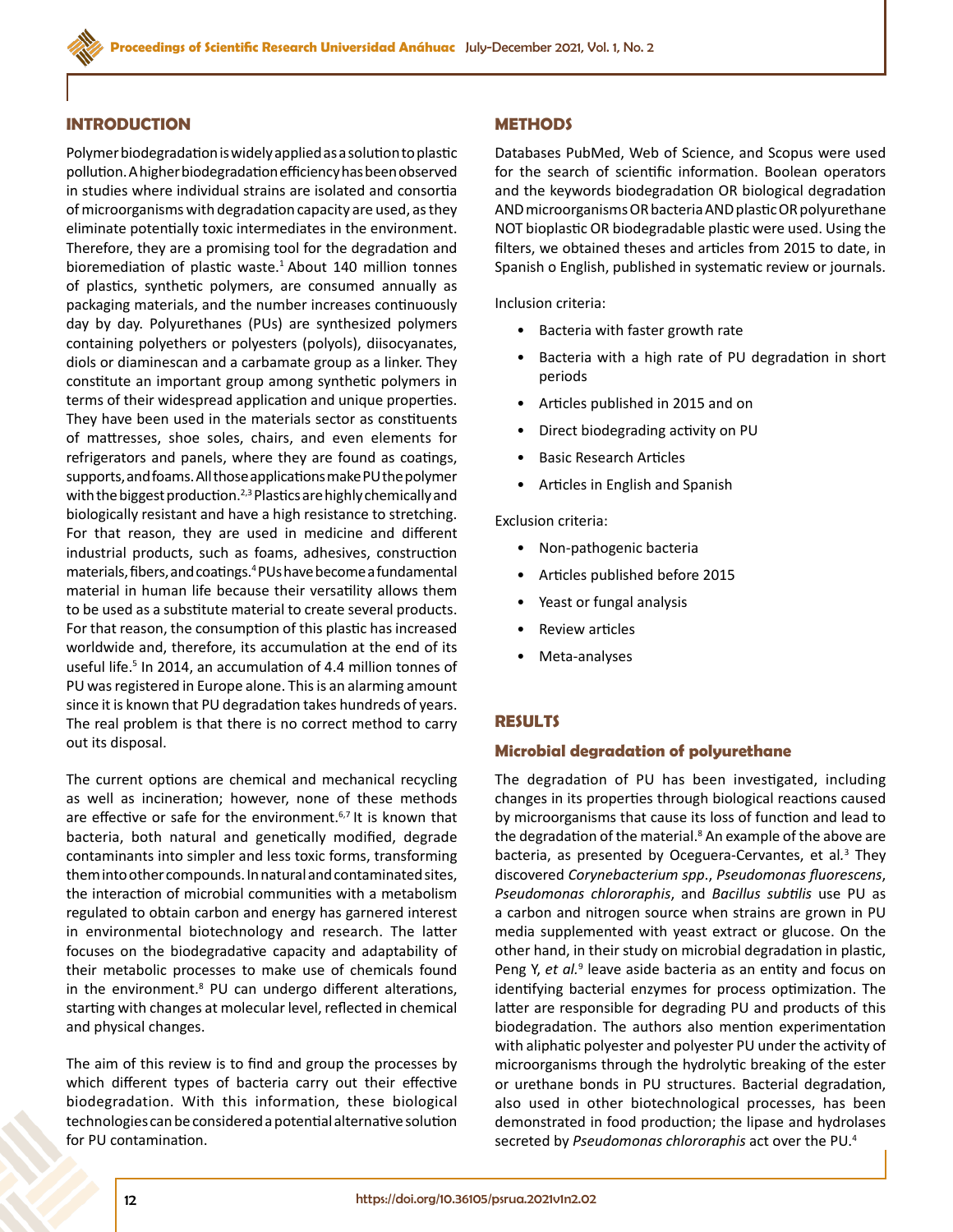## INTRODUCTION

Polymer biodegradation is widely applied as a solution to plastic pollution. A higher biodegradation efficiency has been observed in studies where individual strains are isolated and consortia of microorganisms with degradation capacity are used, as they eliminate potentially toxic intermediates in the environment. Therefore, they are a promising tool for the degradation and bioremediation of plastic waste.[1] About 140 million tonnes of plastics, synthetic polymers, are consumed annually as packaging materials, and the number increases continuously day by day. Polyurethanes (PUs) are synthesized polymers containing polyethers or polyesters (polyols), diisocyanates, diols or diaminescan and a carbamate group as a linker. They constitute an important group among synthetic polymers in terms of their widespread application and unique properties. They have been used in the materials sector as constituents of mattresses, shoe soles, chairs, and even elements for refrigerators and panels, where they are found as coatings, supports, and foams. All those applications make PU the polymer with the biggest production.[2,3] Plastics are highly chemically and biologically resistant and have a high resistance to stretching. For that reason, they are used in medicine and different industrial products, such as foams, adhesives, construction materials, fibers, and coatings.[4] PUs have become a fundamental material in human life because their versatility allows them to be used as a substitute material to create several products. For that reason, the consumption of this plastic has increased worldwide and, therefore, its accumulation at the end of its useful life.[5] In 2014, an accumulation of 4.4 million tonnes of PU was registered in Europe alone. This is an alarming amount since it is known that PU degradation takes hundreds of years. The real problem is that there is no correct method to carry out its disposal.

The current options are chemical and mechanical recycling as well as incineration; however, none of these methods are effective or safe for the environment.[6,7] It is known that bacteria, both natural and genetically modified, degrade contaminants into simpler and less toxic forms, transforming them into other compounds. In natural and contaminated sites, the interaction of microbial communities with a metabolism regulated to obtain carbon and energy has garnered interest in environmental biotechnology and research. The latter focuses on the biodegradative capacity and adaptability of their metabolic processes to make use of chemicals found in the environment.[8] PU can undergo different alterations, starting with changes at molecular level, reflected in chemical and physical changes.

The aim of this review is to find and group the processes by which different types of bacteria carry out their effective biodegradation. With this information, these biological technologies can be considered a potential alternative solution for PU contamination.

## METHODS

Databases PubMed, Web of Science, and Scopus were used for the search of scientific information. Boolean operators and the keywords biodegradation OR biological degradation AND microorganisms OR bacteria AND plastic OR polyurethane NOT bioplastic OR biodegradable plastic were used. Using the filters, we obtained theses and articles from 2015 to date, in Spanish o English, published in systematic review or journals.

Inclusion criteria:

- Bacteria with faster growth rate
- Bacteria with a high rate of PU degradation in short periods
- Articles published in 2015 and on
- Direct biodegrading activity on PU
- Basic Research Articles
- Articles in English and Spanish

Exclusion criteria:

- Non-pathogenic bacteria
- Articles published before 2015
- Yeast or fungal analysis
- Review articles
- Meta-analyses

## RESULTS

### Microbial degradation of polyurethane

The degradation of PU has been investigated, including changes in its properties through biological reactions caused by microorganisms that cause its loss of function and lead to the degradation of the material.[8] An example of the above are bacteria, as presented by Oceguera-Cervantes, et al.[3] They discovered *Corynebacterium spp*., *Pseudomonas fluorescens*, *Pseudomonas chlororaphis*, and *Bacillus subtilis* use PU as a carbon and nitrogen source when strains are grown in PU media supplemented with yeast extract or glucose. On the other hand, in their study on microbial degradation in plastic, Peng Y, *et al.*[9] leave aside bacteria as an entity and focus on identifying bacterial enzymes for process optimization. The latter are responsible for degrading PU and products of this biodegradation. The authors also mention experimentation with aliphatic polyester and polyester PU under the activity of microorganisms through the hydrolytic breaking of the ester or urethane bonds in PU structures. Bacterial degradation, also used in other biotechnological processes, has been demonstrated in food production; the lipase and hydrolases secreted by *Pseudomonas chlororaphis* act over the PU.[4]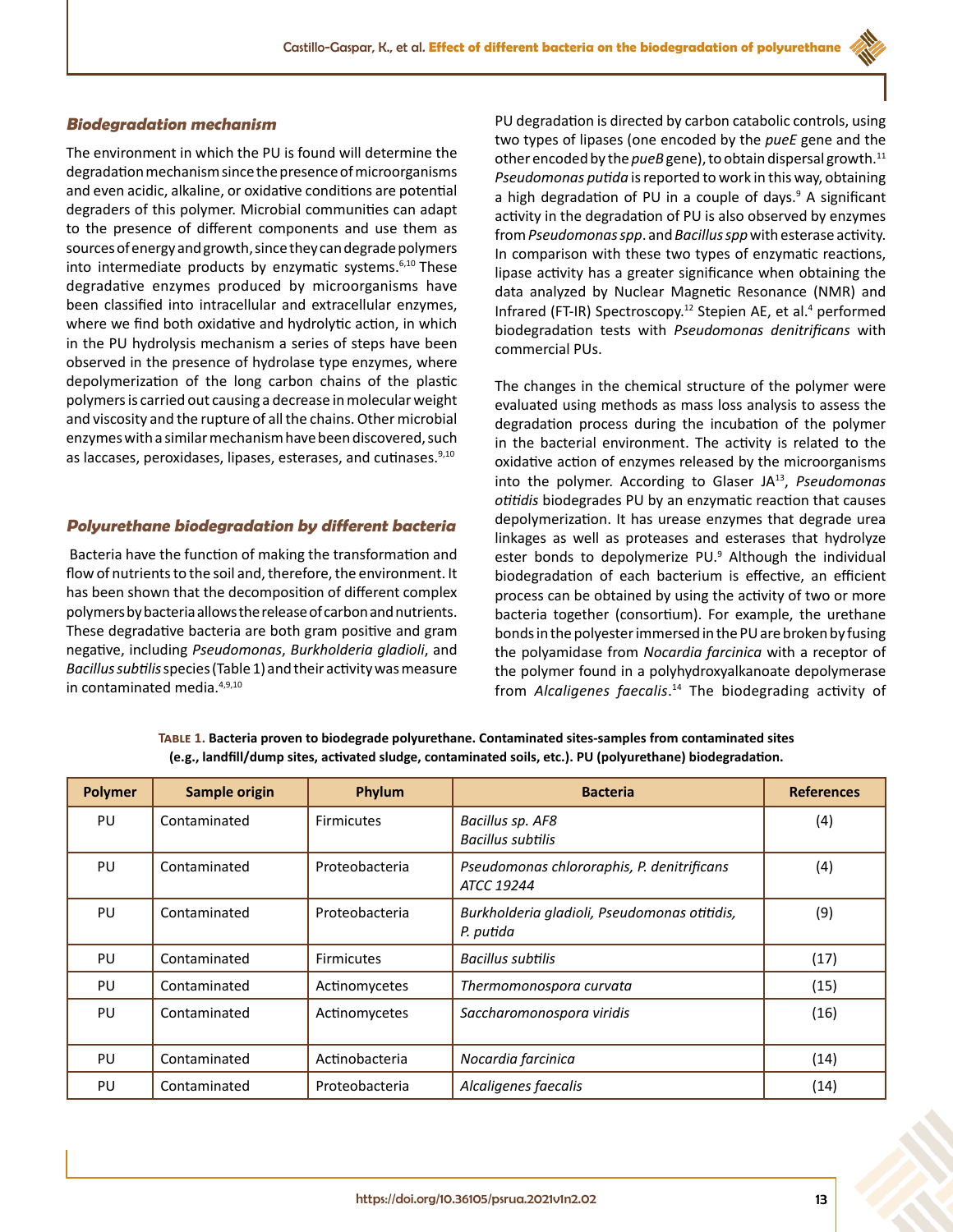### *Biodegradation mechanism*

The environment in which the PU is found will determine the degradation mechanism since the presence of microorganisms and even acidic, alkaline, or oxidative conditions are potential degraders of this polymer. Microbial communities can adapt to the presence of different components and use them as sources of energy and growth, since they can degrade polymers into intermediate products by enzymatic systems.[6,10] These degradative enzymes produced by microorganisms have been classified into intracellular and extracellular enzymes, where we find both oxidative and hydrolytic action, in which in the PU hydrolysis mechanism a series of steps have been observed in the presence of hydrolase type enzymes, where depolymerization of the long carbon chains of the plastic polymers is carried out causing a decrease in molecular weight and viscosity and the rupture of all the chains. Other microbial enzymes with a similar mechanism have been discovered, such as laccases, peroxidases, lipases, esterases, and cutinases.[9,10]

### *Polyurethane biodegradation by different bacteria*

Bacteria have the function of making the transformation and flow of nutrients to the soil and, therefore, the environment. It has been shown that the decomposition of different complex polymers by bacteria allows the release of carbon and nutrients. These degradative bacteria are both gram positive and gram negative, including *Pseudomonas*, *Burkholderia gladioli*, and *Bacillus subtilis* species (Table 1) and their activity was measure in contaminated media.[4,9,10]

PU degradation is directed by carbon catabolic controls, using two types of lipases (one encoded by the *pueE* gene and the other encoded by the *pueB* gene), to obtain dispersal growth.[11] *Pseudomonas putida* is reported to work in this way, obtaining a high degradation of PU in a couple of days.[9] A significant activity in the degradation of PU is also observed by enzymes from *Pseudomonas spp*. and *Bacillus spp* with esterase activity. In comparison with these two types of enzymatic reactions, lipase activity has a greater significance when obtaining the data analyzed by Nuclear Magnetic Resonance (NMR) and Infrared (FT-IR) Spectroscopy.[12] Stepien AE, et al.[4] performed biodegradation tests with *Pseudomonas denitrificans* with commercial PUs.

The changes in the chemical structure of the polymer were evaluated using methods as mass loss analysis to assess the degradation process during the incubation of the polymer in the bacterial environment. The activity is related to the oxidative action of enzymes released by the microorganisms into the polymer. According to Glaser JA[13], *Pseudomonas otitidis* biodegrades PU by an enzymatic reaction that causes depolymerization. It has urease enzymes that degrade urea linkages as well as proteases and esterases that hydrolyze ester bonds to depolymerize PU.[9] Although the individual biodegradation of each bacterium is effective, an efficient process can be obtained by using the activity of two or more bacteria together (consortium). For example, the urethane bonds in the polyester immersed in the PU are broken by fusing the polyamidase from *Nocardia farcinica* with a receptor of the polymer found in a polyhydroxyalkanoate depolymerase from *Alcaligenes faecalis*.[14] The biodegrading activity of

**Table 1. Bacteria proven to biodegrade polyurethane. Contaminated sites-samples from contaminated sites (e.g., landfill/dump sites, activated sludge, contaminated soils, etc.). PU (polyurethane) biodegradation.**

| Polymer | Sample origin | Phylum | Bacteria | References |
|---|---|---|---|---|
| PU | Contaminated | Firmicutes | *Bacillus sp. AF8*<br>*Bacillus subtilis* | (4) |
| PU | Contaminated | Proteobacteria | *Pseudomonas chlororaphis, P. denitrificans ATCC 19244* | (4) |
| PU | Contaminated | Proteobacteria | *Burkholderia gladioli, Pseudomonas otitidis, P. putida* | (9) |
| PU | Contaminated | Firmicutes | *Bacillus subtilis* | (17) |
| PU | Contaminated | Actinomycetes | *Thermomonospora curvata* | (15) |
| PU | Contaminated | Actinomycetes | *Saccharomonospora viridis* | (16) |
| PU | Contaminated | Actinobacteria | *Nocardia farcinica* | (14) |
| PU | Contaminated | Proteobacteria | *Alcaligenes faecalis* | (14) |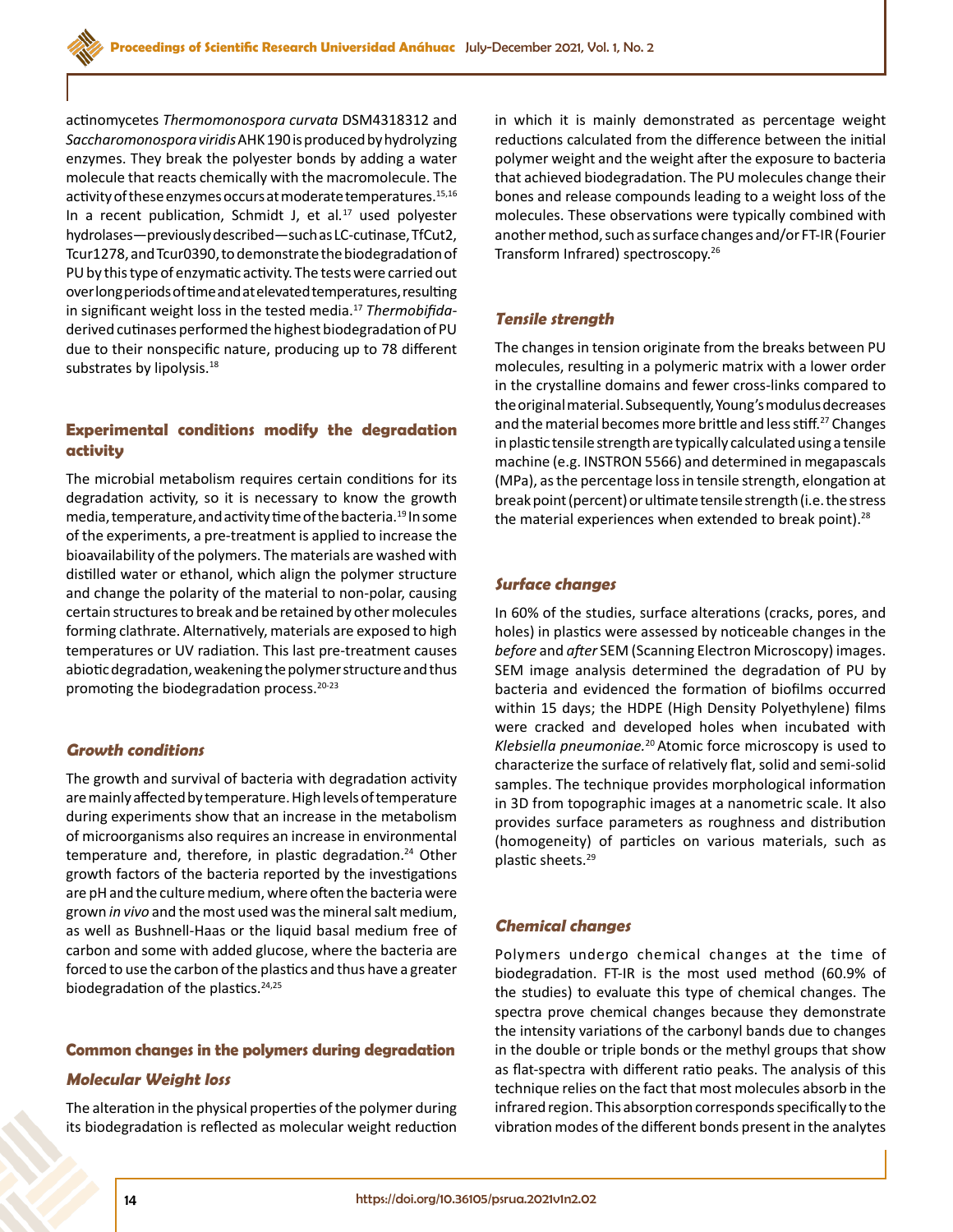actinomycetes *Thermomonospora curvata* DSM4318312 and *Saccharomonospora viridis* AHK190 is produced by hydrolyzing enzymes. They break the polyester bonds by adding a water molecule that reacts chemically with the macromolecule. The activity of these enzymes occurs at moderate temperatures.[15,16] In a recent publication, Schmidt J, et al.[17] used polyester hydrolases—previously described—such as LC-cutinase, TfCut2, Tcur1278, and Tcur0390, to demonstrate the biodegradation of PU by this type of enzymatic activity. The tests were carried out over long periods of time and at elevated temperatures, resulting in significant weight loss in the tested media.[17] *Thermobifida*-derived cutinases performed the highest biodegradation of PU due to their nonspecific nature, producing up to 78 different substrates by lipolysis.[18]

## Experimental conditions modify the degradation activity

The microbial metabolism requires certain conditions for its degradation activity, so it is necessary to know the growth media, temperature, and activity time of the bacteria.[19] In some of the experiments, a pre-treatment is applied to increase the bioavailability of the polymers. The materials are washed with distilled water or ethanol, which align the polymer structure and change the polarity of the material to non-polar, causing certain structures to break and be retained by other molecules forming clathrate. Alternatively, materials are exposed to high temperatures or UV radiation. This last pre-treatment causes abiotic degradation, weakening the polymer structure and thus promoting the biodegradation process.[20-23]

### *Growth conditions*

The growth and survival of bacteria with degradation activity are mainly affected by temperature. High levels of temperature during experiments show that an increase in the metabolism of microorganisms also requires an increase in environmental temperature and, therefore, in plastic degradation.[24] Other growth factors of the bacteria reported by the investigations are pH and the culture medium, where often the bacteria were grown *in vivo* and the most used was the mineral salt medium, as well as Bushnell-Haas or the liquid basal medium free of carbon and some with added glucose, where the bacteria are forced to use the carbon of the plastics and thus have a greater biodegradation of the plastics.[24,25]

## Common changes in the polymers during degradation

### *Molecular Weight loss*

The alteration in the physical properties of the polymer during its biodegradation is reflected as molecular weight reduction in which it is mainly demonstrated as percentage weight reductions calculated from the difference between the initial polymer weight and the weight after the exposure to bacteria that achieved biodegradation. The PU molecules change their bones and release compounds leading to a weight loss of the molecules. These observations were typically combined with another method, such as surface changes and/or FT-IR (Fourier Transform Infrared) spectroscopy.[26]

### *Tensile strength*

The changes in tension originate from the breaks between PU molecules, resulting in a polymeric matrix with a lower order in the crystalline domains and fewer cross-links compared to the original material. Subsequently, Young's modulus decreases and the material becomes more brittle and less stiff.[27] Changes in plastic tensile strength are typically calculated using a tensile machine (e.g. INSTRON 5566) and determined in megapascals (MPa), as the percentage loss in tensile strength, elongation at break point (percent) or ultimate tensile strength (i.e. the stress the material experiences when extended to break point).[28]

### *Surface changes*

In 60% of the studies, surface alterations (cracks, pores, and holes) in plastics were assessed by noticeable changes in the *before* and *after* SEM (Scanning Electron Microscopy) images. SEM image analysis determined the degradation of PU by bacteria and evidenced the formation of biofilms occurred within 15 days; the HDPE (High Density Polyethylene) films were cracked and developed holes when incubated with *Klebsiella pneumoniae.*[20] Atomic force microscopy is used to characterize the surface of relatively flat, solid and semi-solid samples. The technique provides morphological information in 3D from topographic images at a nanometric scale. It also provides surface parameters as roughness and distribution (homogeneity) of particles on various materials, such as plastic sheets.[29]

### *Chemical changes*

Polymers undergo chemical changes at the time of biodegradation. FT-IR is the most used method (60.9% of the studies) to evaluate this type of chemical changes. The spectra prove chemical changes because they demonstrate the intensity variations of the carbonyl bands due to changes in the double or triple bonds or the methyl groups that show as flat-spectra with different ratio peaks. The analysis of this technique relies on the fact that most molecules absorb in the infrared region. This absorption corresponds specifically to the vibration modes of the different bonds present in the analytes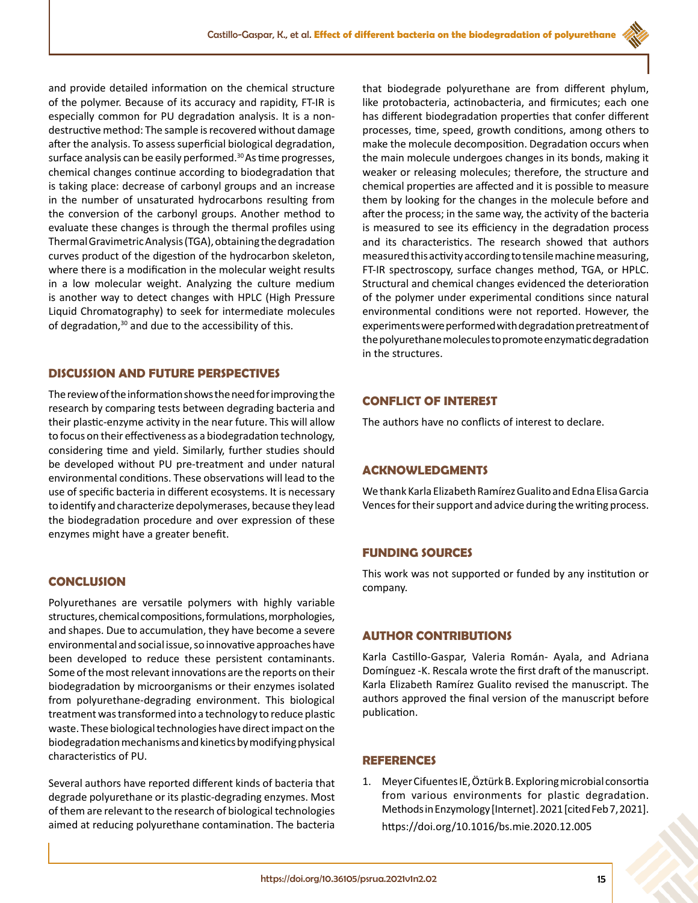and provide detailed information on the chemical structure of the polymer. Because of its accuracy and rapidity, FT-IR is especially common for PU degradation analysis. It is a non-destructive method: The sample is recovered without damage after the analysis. To assess superficial biological degradation, surface analysis can be easily performed.[30] As time progresses, chemical changes continue according to biodegradation that is taking place: decrease of carbonyl groups and an increase in the number of unsaturated hydrocarbons resulting from the conversion of the carbonyl groups. Another method to evaluate these changes is through the thermal profiles using Thermal Gravimetric Analysis (TGA), obtaining the degradation curves product of the digestion of the hydrocarbon skeleton, where there is a modification in the molecular weight results in a low molecular weight. Analyzing the culture medium is another way to detect changes with HPLC (High Pressure Liquid Chromatography) to seek for intermediate molecules of degradation,[30] and due to the accessibility of this.

## DISCUSSION AND FUTURE PERSPECTIVES

The review of the information shows the need for improving the research by comparing tests between degrading bacteria and their plastic-enzyme activity in the near future. This will allow to focus on their effectiveness as a biodegradation technology, considering time and yield. Similarly, further studies should be developed without PU pre-treatment and under natural environmental conditions. These observations will lead to the use of specific bacteria in different ecosystems. It is necessary to identify and characterize depolymerases, because they lead the biodegradation procedure and over expression of these enzymes might have a greater benefit.

## CONCLUSION

Polyurethanes are versatile polymers with highly variable structures, chemical compositions, formulations, morphologies, and shapes. Due to accumulation, they have become a severe environmental and social issue, so innovative approaches have been developed to reduce these persistent contaminants. Some of the most relevant innovations are the reports on their biodegradation by microorganisms or their enzymes isolated from polyurethane-degrading environment. This biological treatment was transformed into a technology to reduce plastic waste. These biological technologies have direct impact on the biodegradation mechanisms and kinetics by modifying physical characteristics of PU.

Several authors have reported different kinds of bacteria that degrade polyurethane or its plastic-degrading enzymes. Most of them are relevant to the research of biological technologies aimed at reducing polyurethane contamination. The bacteria that biodegrade polyurethane are from different phylum, like protobacteria, actinobacteria, and firmicutes; each one has different biodegradation properties that confer different processes, time, speed, growth conditions, among others to make the molecule decomposition. Degradation occurs when the main molecule undergoes changes in its bonds, making it weaker or releasing molecules; therefore, the structure and chemical properties are affected and it is possible to measure them by looking for the changes in the molecule before and after the process; in the same way, the activity of the bacteria is measured to see its efficiency in the degradation process and its characteristics. The research showed that authors measured this activity according to tensile machine measuring, FT-IR spectroscopy, surface changes method, TGA, or HPLC. Structural and chemical changes evidenced the deterioration of the polymer under experimental conditions since natural environmental conditions were not reported. However, the experiments were performed with degradation pretreatment of the polyurethane molecules to promote enzymatic degradation in the structures.

## CONFLICT OF INTEREST

The authors have no conflicts of interest to declare.

## ACKNOWLEDGMENTS

We thank Karla Elizabeth Ramírez Gualito and Edna Elisa Garcia Vences for their support and advice during the writing process.

## FUNDING SOURCES

This work was not supported or funded by any institution or company.

## AUTHOR CONTRIBUTIONS

Karla Castillo-Gaspar, Valeria Román- Ayala, and Adriana Domínguez -K. Rescala wrote the first draft of the manuscript. Karla Elizabeth Ramírez Gualito revised the manuscript. The authors approved the final version of the manuscript before publication.

## REFERENCES

1. Meyer Cifuentes IE, Öztürk B. Exploring microbial consortia from various environments for plastic degradation. Methods in Enzymology [Internet]. 2021 [cited Feb 7, 2021]. https://doi.org/10.1016/bs.mie.2020.12.005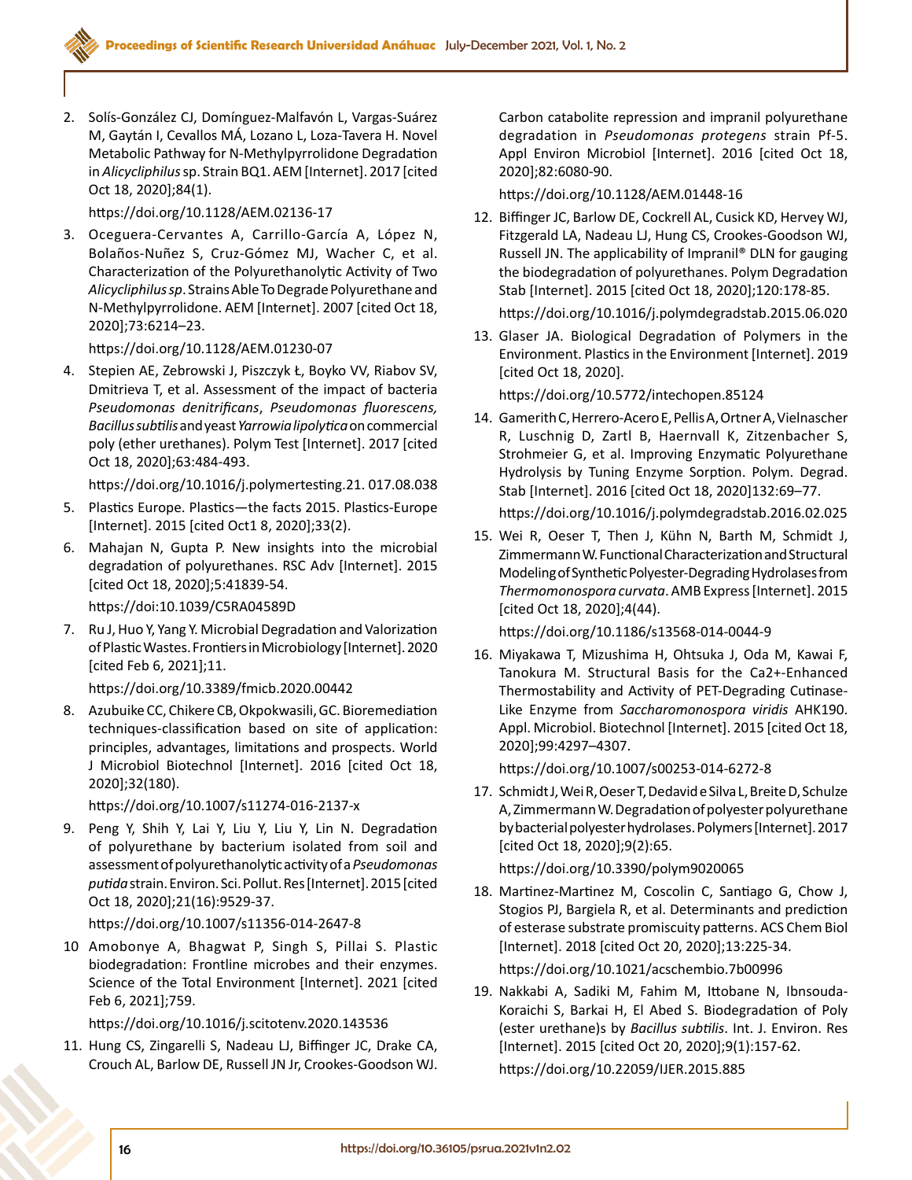2. Solís-González CJ, Domínguez-Malfavón L, Vargas-Suárez M, Gaytán I, Cevallos MÁ, Lozano L, Loza-Tavera H. Novel Metabolic Pathway for N-Methylpyrrolidone Degradation in *Alicycliphilus* sp. Strain BQ1. AEM [Internet]. 2017 [cited Oct 18, 2020];84(1).

   https://doi.org/10.1128/AEM.02136-17

3. Oceguera-Cervantes A, Carrillo-García A, López N, Bolaños-Nuñez S, Cruz-Gómez MJ, Wacher C, et al. Characterization of the Polyurethanolytic Activity of Two *Alicycliphilus sp*. Strains Able To Degrade Polyurethane and N-Methylpyrrolidone. AEM [Internet]. 2007 [cited Oct 18, 2020];73:6214–23.

   https://doi.org/10.1128/AEM.01230-07

4. Stepien AE, Zebrowski J, Piszczyk Ł, Boyko VV, Riabov SV, Dmitrieva T, et al. Assessment of the impact of bacteria *Pseudomonas denitrificans*, *Pseudomonas fluorescens, Bacillus subtilis* and yeast *Yarrowia lipolytica* on commercial poly (ether urethanes). Polym Test [Internet]. 2017 [cited Oct 18, 2020];63:484-493.

   https://doi.org/10.1016/j.polymertesting.21. 017.08.038

5. Plastics Europe. Plastics—the facts 2015. Plastics-Europe [Internet]. 2015 [cited Oct1 8, 2020];33(2).

6. Mahajan N, Gupta P. New insights into the microbial degradation of polyurethanes. RSC Adv [Internet]. 2015 [cited Oct 18, 2020];5:41839-54.

   https://doi:10.1039/C5RA04589D

7. Ru J, Huo Y, Yang Y. Microbial Degradation and Valorization of Plastic Wastes. Frontiers in Microbiology [Internet]. 2020 [cited Feb 6, 2021];11.

   https://doi.org/10.3389/fmicb.2020.00442

8. Azubuike CC, Chikere CB, Okpokwasili, GC. Bioremediation techniques-classification based on site of application: principles, advantages, limitations and prospects. World J Microbiol Biotechnol [Internet]. 2016 [cited Oct 18, 2020];32(180).

   https://doi.org/10.1007/s11274-016-2137-x

9. Peng Y, Shih Y, Lai Y, Liu Y, Liu Y, Lin N. Degradation of polyurethane by bacterium isolated from soil and assessment of polyurethanolytic activity of a *Pseudomonas putida* strain. Environ. Sci. Pollut. Res [Internet]. 2015 [cited Oct 18, 2020];21(16):9529-37.

   https://doi.org/10.1007/s11356-014-2647-8

10 Amobonye A, Bhagwat P, Singh S, Pillai S. Plastic biodegradation: Frontline microbes and their enzymes. Science of the Total Environment [Internet]. 2021 [cited Feb 6, 2021];759.

   https://doi.org/10.1016/j.scitotenv.2020.143536

11. Hung CS, Zingarelli S, Nadeau LJ, Biffinger JC, Drake CA, Crouch AL, Barlow DE, Russell JN Jr, Crookes-Goodson WJ. Carbon catabolite repression and impranil polyurethane degradation in *Pseudomonas protegens* strain Pf-5. Appl Environ Microbiol [Internet]. 2016 [cited Oct 18, 2020];82:6080-90.

    https://doi.org/10.1128/AEM.01448-16

12. Biffinger JC, Barlow DE, Cockrell AL, Cusick KD, Hervey WJ, Fitzgerald LA, Nadeau LJ, Hung CS, Crookes-Goodson WJ, Russell JN. The applicability of Impranil® DLN for gauging the biodegradation of polyurethanes. Polym Degradation Stab [Internet]. 2015 [cited Oct 18, 2020];120:178-85.

    https://doi.org/10.1016/j.polymdegradstab.2015.06.020

13. Glaser JA. Biological Degradation of Polymers in the Environment. Plastics in the Environment [Internet]. 2019 [cited Oct 18, 2020].

    https://doi.org/10.5772/intechopen.85124

14. Gamerith C, Herrero-Acero E, Pellis A, Ortner A, Vielnascher R, Luschnig D, Zartl B, Haernvall K, Zitzenbacher S, Strohmeier G, et al. Improving Enzymatic Polyurethane Hydrolysis by Tuning Enzyme Sorption. Polym. Degrad. Stab [Internet]. 2016 [cited Oct 18, 2020]132:69–77.

    https://doi.org/10.1016/j.polymdegradstab.2016.02.025

15. Wei R, Oeser T, Then J, Kühn N, Barth M, Schmidt J, Zimmermann W. Functional Characterization and Structural Modeling of Synthetic Polyester-Degrading Hydrolases from *Thermomonospora curvata*. AMB Express [Internet]. 2015 [cited Oct 18, 2020];4(44).

    https://doi.org/10.1186/s13568-014-0044-9

16. Miyakawa T, Mizushima H, Ohtsuka J, Oda M, Kawai F, Tanokura M. Structural Basis for the Ca2+-Enhanced Thermostability and Activity of PET-Degrading Cutinase-Like Enzyme from *Saccharomonospora viridis* AHK190. Appl. Microbiol. Biotechnol [Internet]. 2015 [cited Oct 18, 2020];99:4297–4307.

    https://doi.org/10.1007/s00253-014-6272-8

17. Schmidt J, Wei R, Oeser T, Dedavid e Silva L, Breite D, Schulze A, Zimmermann W. Degradation of polyester polyurethane by bacterial polyester hydrolases. Polymers [Internet]. 2017 [cited Oct 18, 2020];9(2):65.

    https://doi.org/10.3390/polym9020065

18. Martinez-Martinez M, Coscolin C, Santiago G, Chow J, Stogios PJ, Bargiela R, et al. Determinants and prediction of esterase substrate promiscuity patterns. ACS Chem Biol [Internet]. 2018 [cited Oct 20, 2020];13:225-34.

    https://doi.org/10.1021/acschembio.7b00996

19. Nakkabi A, Sadiki M, Fahim M, Ittobane N, Ibnsouda-Koraichi S, Barkai H, El Abed S. Biodegradation of Poly (ester urethane)s by *Bacillus subtilis*. Int. J. Environ. Res [Internet]. 2015 [cited Oct 20, 2020];9(1):157-62.

    https://doi.org/10.22059/IJER.2015.885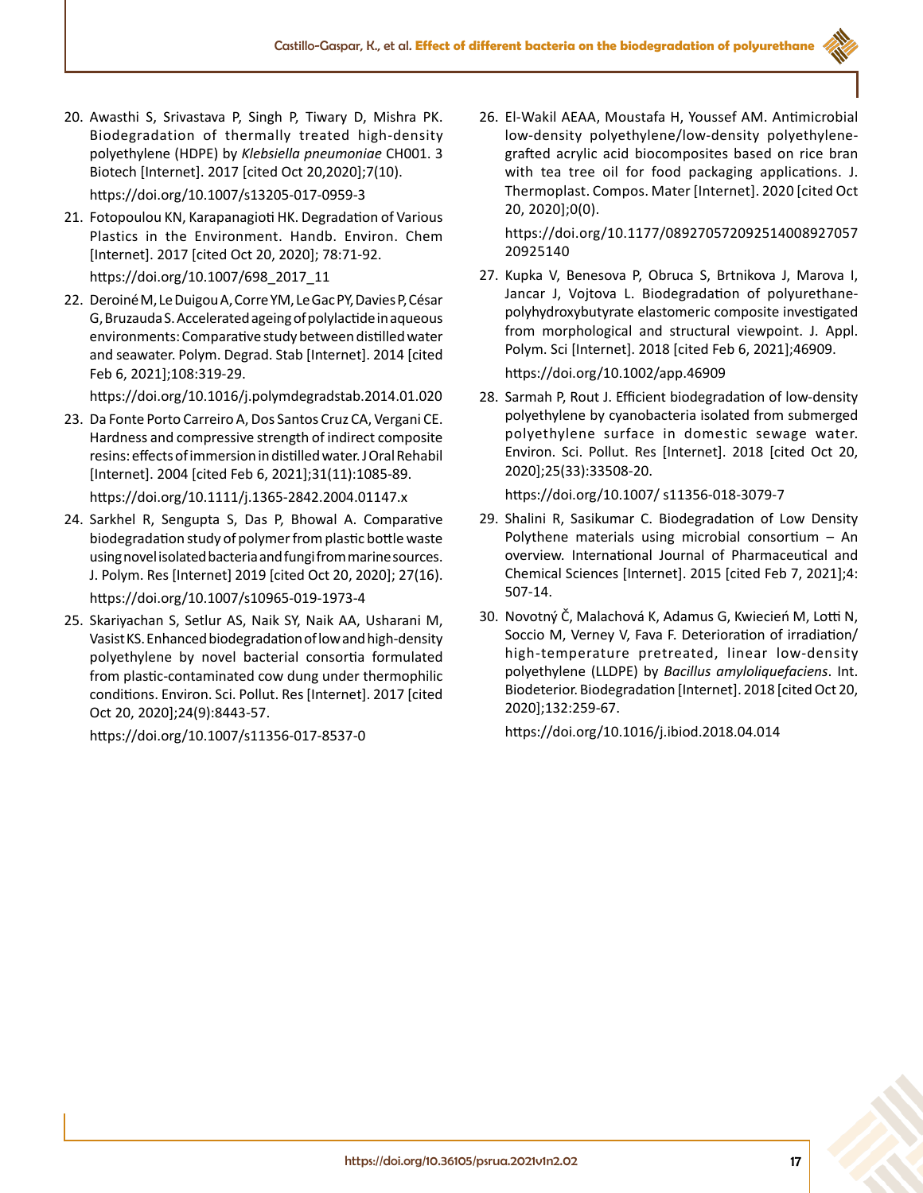20. Awasthi S, Srivastava P, Singh P, Tiwary D, Mishra PK. Biodegradation of thermally treated high-density polyethylene (HDPE) by *Klebsiella pneumoniae* CH001. 3 Biotech [Internet]. 2017 [cited Oct 20,2020];7(10).

    https://doi.org/10.1007/s13205-017-0959-3

21. Fotopoulou KN, Karapanagioti HK. Degradation of Various Plastics in the Environment. Handb. Environ. Chem [Internet]. 2017 [cited Oct 20, 2020]; 78:71-92.

    https://doi.org/10.1007/698_2017_11

22. Deroiné M, Le Duigou A, Corre YM, Le Gac PY, Davies P, César G, Bruzauda S. Accelerated ageing of polylactide in aqueous environments: Comparative study between distilled water and seawater. Polym. Degrad. Stab [Internet]. 2014 [cited Feb 6, 2021];108:319-29.

    https://doi.org/10.1016/j.polymdegradstab.2014.01.020

23. Da Fonte Porto Carreiro A, Dos Santos Cruz CA, Vergani CE. Hardness and compressive strength of indirect composite resins: effects of immersion in distilled water. J Oral Rehabil [Internet]. 2004 [cited Feb 6, 2021];31(11):1085-89.

    https://doi.org/10.1111/j.1365-2842.2004.01147.x

24. Sarkhel R, Sengupta S, Das P, Bhowal A. Comparative biodegradation study of polymer from plastic bottle waste using novel isolated bacteria and fungi from marine sources. J. Polym. Res [Internet] 2019 [cited Oct 20, 2020]; 27(16).

    https://doi.org/10.1007/s10965-019-1973-4

25. Skariyachan S, Setlur AS, Naik SY, Naik AA, Usharani M, Vasist KS. Enhanced biodegradation of low and high-density polyethylene by novel bacterial consortia formulated from plastic-contaminated cow dung under thermophilic conditions. Environ. Sci. Pollut. Res [Internet]. 2017 [cited Oct 20, 2020];24(9):8443-57.

    https://doi.org/10.1007/s11356-017-8537-0

26. El-Wakil AEAA, Moustafa H, Youssef AM. Antimicrobial low-density polyethylene/low-density polyethylene-grafted acrylic acid biocomposites based on rice bran with tea tree oil for food packaging applications. J. Thermoplast. Compos. Mater [Internet]. 2020 [cited Oct 20, 2020];0(0).

    https://doi.org/10.1177/089270572092514008927057 20925140

27. Kupka V, Benesova P, Obruca S, Brtnikova J, Marova I, Jancar J, Vojtova L. Biodegradation of polyurethane-polyhydroxybutyrate elastomeric composite investigated from morphological and structural viewpoint. J. Appl. Polym. Sci [Internet]. 2018 [cited Feb 6, 2021];46909.

    https://doi.org/10.1002/app.46909

28. Sarmah P, Rout J. Efficient biodegradation of low-density polyethylene by cyanobacteria isolated from submerged polyethylene surface in domestic sewage water. Environ. Sci. Pollut. Res [Internet]. 2018 [cited Oct 20, 2020];25(33):33508-20.

    https://doi.org/10.1007/ s11356-018-3079-7

29. Shalini R, Sasikumar C. Biodegradation of Low Density Polythene materials using microbial consortium – An overview. International Journal of Pharmaceutical and Chemical Sciences [Internet]. 2015 [cited Feb 7, 2021];4: 507-14.

30. Novotný Č, Malachová K, Adamus G, Kwiecień M, Lotti N, Soccio M, Verney V, Fava F. Deterioration of irradiation/high-temperature pretreated, linear low-density polyethylene (LLDPE) by *Bacillus amyloliquefaciens*. Int. Biodeterior. Biodegradation [Internet]. 2018 [cited Oct 20, 2020];132:259-67.

    https://doi.org/10.1016/j.ibiod.2018.04.014